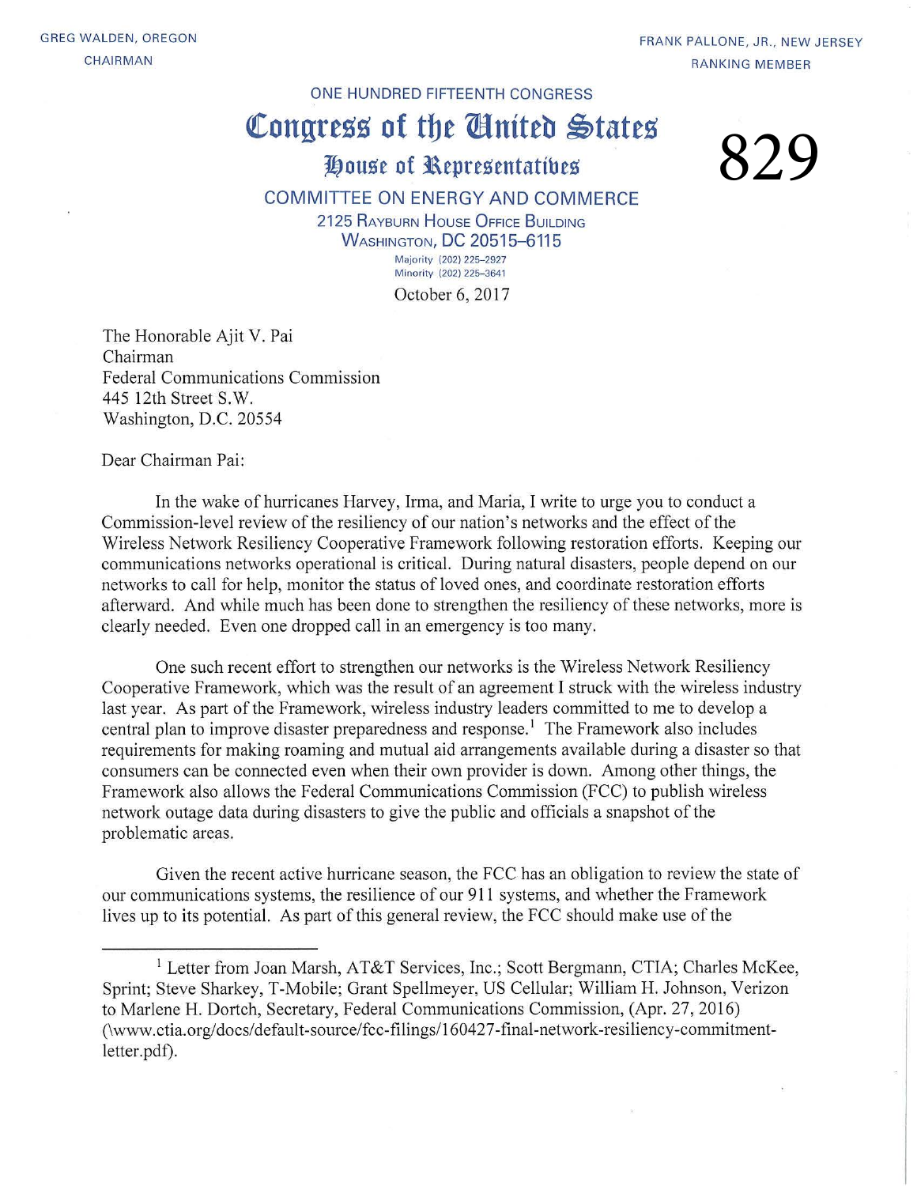GREG WALDEN, OREGON
CHAIRMAN

FRANK PALLONE, JR., NEW JERSEY
RANKING MEMBER

ONE HUNDRED FIFTEENTH CONGRESS

# Congress of the United States

## House of Representatives

### COMMITTEE ON ENERGY AND COMMERCE

2125 RAYBURN HOUSE OFFICE BUILDING
WASHINGTON, DC 20515–6115

Majority (202) 225–2927
Minority (202) 225–3641

829

October 6, 2017

The Honorable Ajit V. Pai
Chairman
Federal Communications Commission
445 12th Street S.W.
Washington, D.C. 20554

Dear Chairman Pai:

In the wake of hurricanes Harvey, Irma, and Maria, I write to urge you to conduct a Commission-level review of the resiliency of our nation's networks and the effect of the Wireless Network Resiliency Cooperative Framework following restoration efforts. Keeping our communications networks operational is critical. During natural disasters, people depend on our networks to call for help, monitor the status of loved ones, and coordinate restoration efforts afterward. And while much has been done to strengthen the resiliency of these networks, more is clearly needed. Even one dropped call in an emergency is too many.

One such recent effort to strengthen our networks is the Wireless Network Resiliency Cooperative Framework, which was the result of an agreement I struck with the wireless industry last year. As part of the Framework, wireless industry leaders committed to me to develop a central plan to improve disaster preparedness and response.[1] The Framework also includes requirements for making roaming and mutual aid arrangements available during a disaster so that consumers can be connected even when their own provider is down. Among other things, the Framework also allows the Federal Communications Commission (FCC) to publish wireless network outage data during disasters to give the public and officials a snapshot of the problematic areas.

Given the recent active hurricane season, the FCC has an obligation to review the state of our communications systems, the resilience of our 911 systems, and whether the Framework lives up to its potential. As part of this general review, the FCC should make use of the

---

[1] Letter from Joan Marsh, AT&T Services, Inc.; Scott Bergmann, CTIA; Charles McKee, Sprint; Steve Sharkey, T-Mobile; Grant Spellmeyer, US Cellular; William H. Johnson, Verizon to Marlene H. Dortch, Secretary, Federal Communications Commission, (Apr. 27, 2016) (\www.ctia.org/docs/default-source/fcc-filings/160427-final-network-resiliency-commitment-letter.pdf).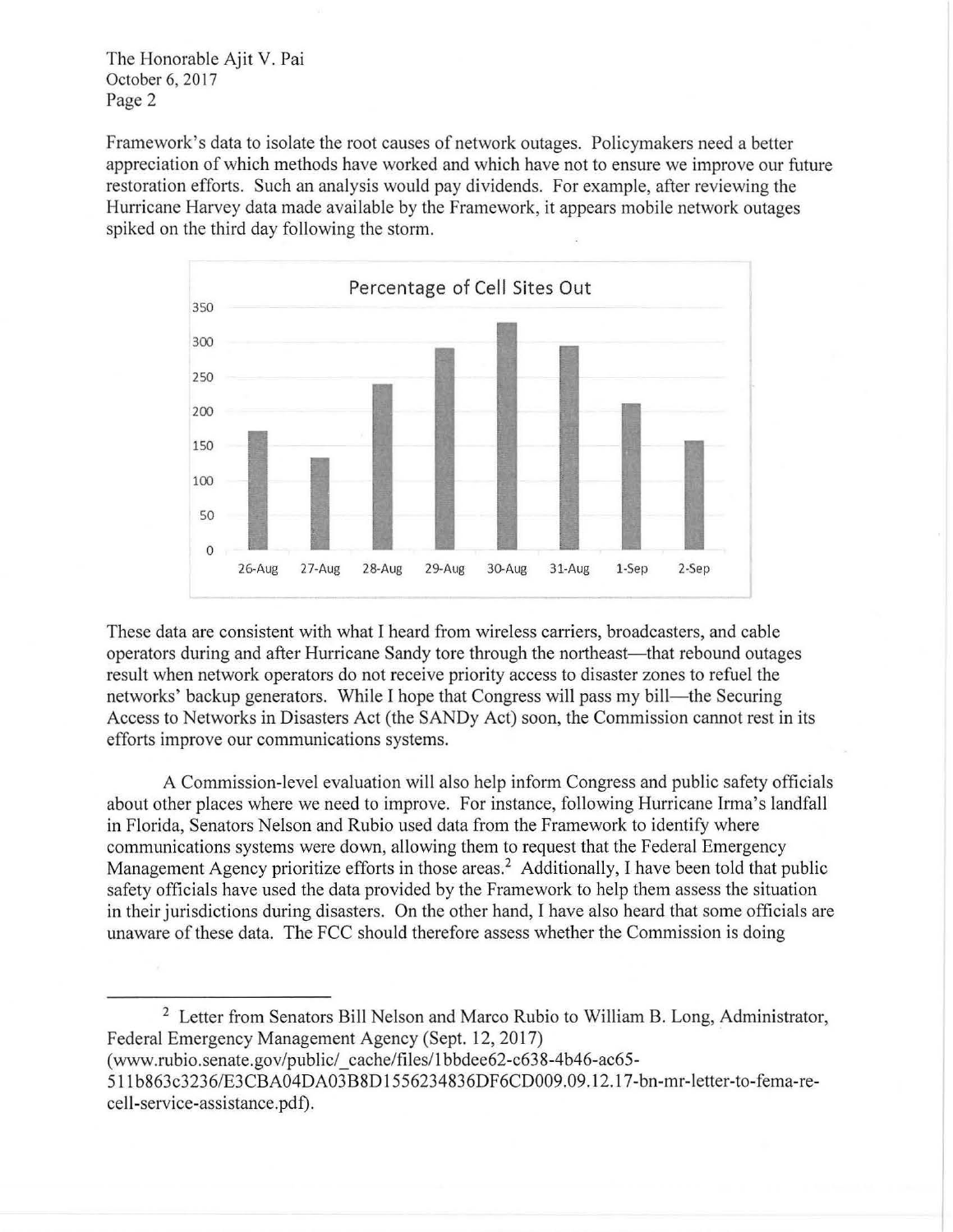Framework's data to isolate the root causes of network outages. Policymakers need a better appreciation of which methods have worked and which have not to ensure we improve our future restoration efforts. Such an analysis would pay dividends. For example, after reviewing the Hurricane Harvey data made available by the Framework, it appears mobile network outages spiked on the third day following the storm.

Percentage of Cell Sites Out

These data are consistent with what I heard from wireless carriers, broadcasters, and cable operators during and after Hurricane Sandy tore through the northeast—that rebound outages result when network operators do not receive priority access to disaster zones to refuel the networks' backup generators. While I hope that Congress will pass my bill—the Securing Access to Networks in Disasters Act (the SANDy Act) soon, the Commission cannot rest in its efforts improve our communications systems.

A Commission-level evaluation will also help inform Congress and public safety officials about other places where we need to improve. For instance, following Hurricane Irma's landfall in Florida, Senators Nelson and Rubio used data from the Framework to identify where communications systems were down, allowing them to request that the Federal Emergency Management Agency prioritize efforts in those areas.[2] Additionally, I have been told that public safety officials have used the data provided by the Framework to help them assess the situation in their jurisdictions during disasters. On the other hand, I have also heard that some officials are unaware of these data. The FCC should therefore assess whether the Commission is doing

[2] Letter from Senators Bill Nelson and Marco Rubio to William B. Long, Administrator, Federal Emergency Management Agency (Sept. 12, 2017) (www.rubio.senate.gov/public/_cache/files/1bbdee62-c638-4b46-ac65-511b863c3236/E3CBA04DA03B8D1556234836DF6CD009.09.12.17-bn-mr-letter-to-fema-re-cell-service-assistance.pdf).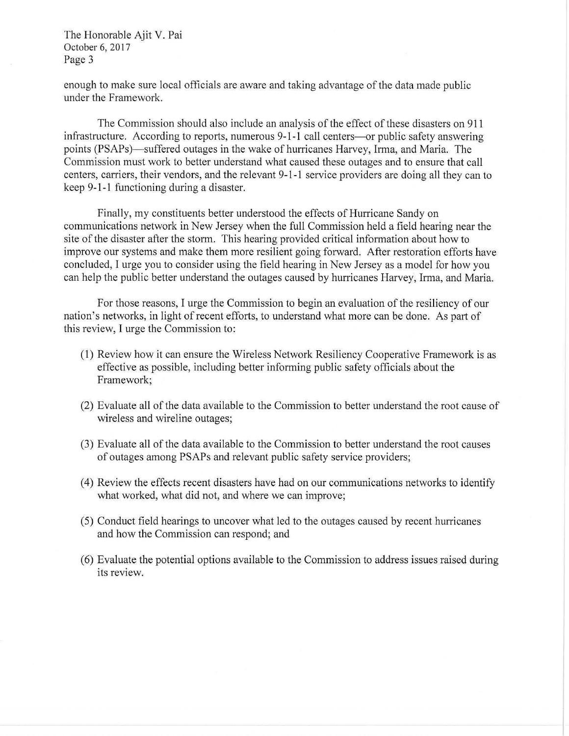enough to make sure local officials are aware and taking advantage of the data made public under the Framework.

The Commission should also include an analysis of the effect of these disasters on 911 infrastructure. According to reports, numerous 9-1-1 call centers—or public safety answering points (PSAPs)—suffered outages in the wake of hurricanes Harvey, Irma, and Maria. The Commission must work to better understand what caused these outages and to ensure that call centers, carriers, their vendors, and the relevant 9-1-1 service providers are doing all they can to keep 9-1-1 functioning during a disaster.

Finally, my constituents better understood the effects of Hurricane Sandy on communications network in New Jersey when the full Commission held a field hearing near the site of the disaster after the storm. This hearing provided critical information about how to improve our systems and make them more resilient going forward. After restoration efforts have concluded, I urge you to consider using the field hearing in New Jersey as a model for how you can help the public better understand the outages caused by hurricanes Harvey, Irma, and Maria.

For those reasons, I urge the Commission to begin an evaluation of the resiliency of our nation's networks, in light of recent efforts, to understand what more can be done. As part of this review, I urge the Commission to:

(1) Review how it can ensure the Wireless Network Resiliency Cooperative Framework is as effective as possible, including better informing public safety officials about the Framework;

(2) Evaluate all of the data available to the Commission to better understand the root cause of wireless and wireline outages;

(3) Evaluate all of the data available to the Commission to better understand the root causes of outages among PSAPs and relevant public safety service providers;

(4) Review the effects recent disasters have had on our communications networks to identify what worked, what did not, and where we can improve;

(5) Conduct field hearings to uncover what led to the outages caused by recent hurricanes and how the Commission can respond; and

(6) Evaluate the potential options available to the Commission to address issues raised during its review.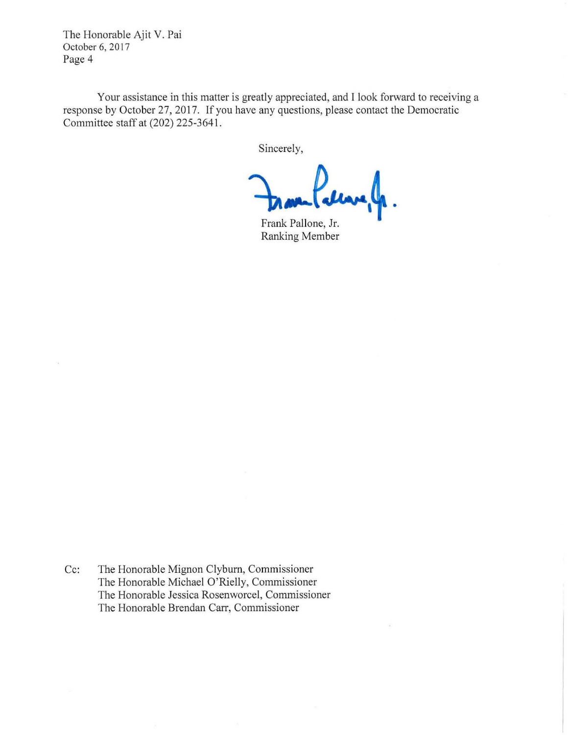Your assistance in this matter is greatly appreciated, and I look forward to receiving a response by October 27, 2017. If you have any questions, please contact the Democratic Committee staff at (202) 225-3641.

Sincerely,

Frank Pallone, Jr.
Ranking Member

Cc: The Honorable Mignon Clyburn, Commissioner
The Honorable Michael O'Rielly, Commissioner
The Honorable Jessica Rosenworcel, Commissioner
The Honorable Brendan Carr, Commissioner